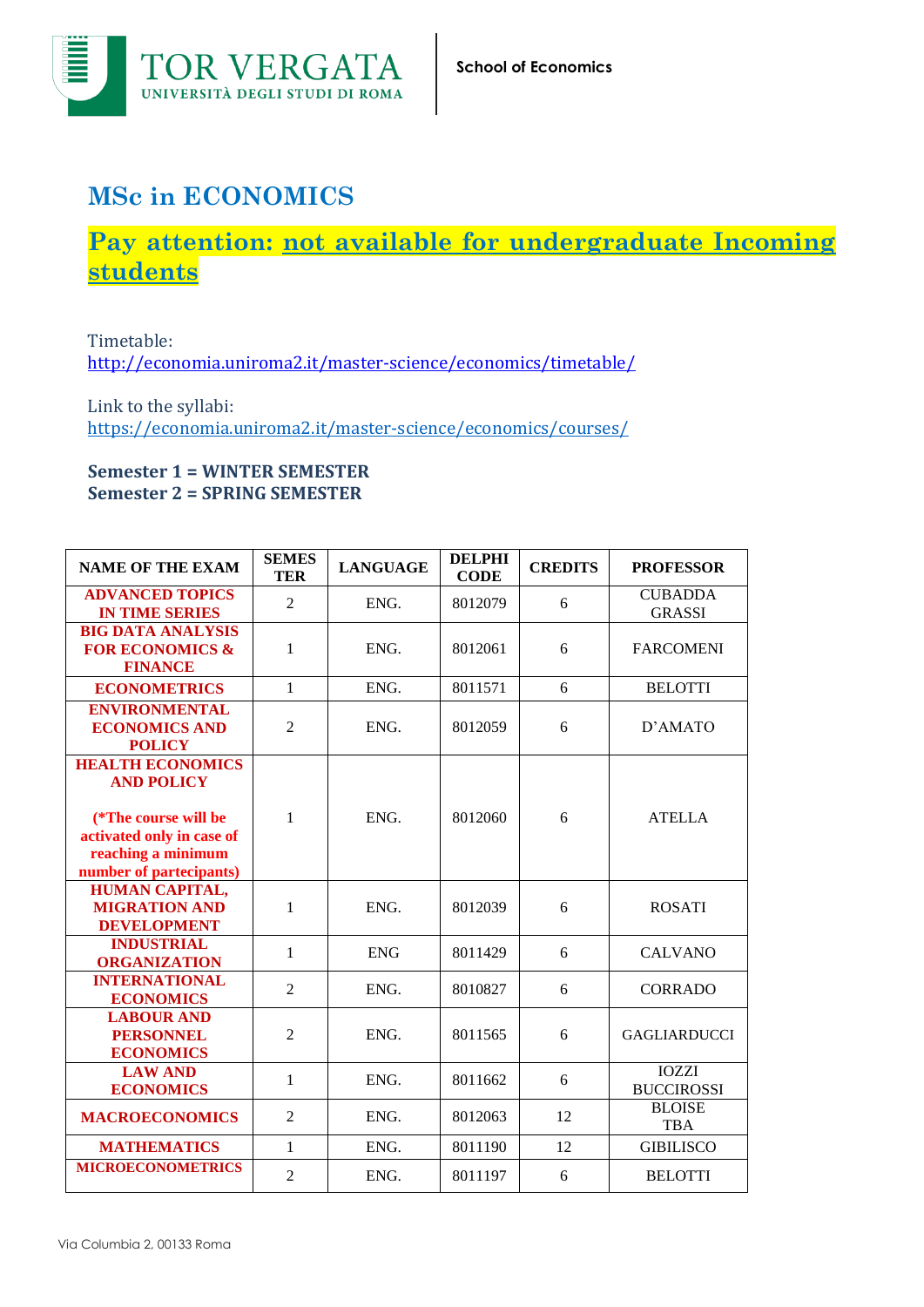TOR VERGATA
UNIVERSITÀ DEGLI STUDI DI ROMA

School of Economics

# MSc in ECONOMICS

## Pay attention: not available for undergraduate Incoming students

Timetable:
http://economia.uniroma2.it/master-science/economics/timetable/

Link to the syllabi:
https://economia.uniroma2.it/master-science/economics/courses/

**Semester 1 = WINTER SEMESTER**
**Semester 2 = SPRING SEMESTER**

| NAME OF THE EXAM | SEMESTER | LANGUAGE | DELPHI CODE | CREDITS | PROFESSOR |
|---|---|---|---|---|---|
| **ADVANCED TOPICS IN TIME SERIES** | 2 | ENG. | 8012079 | 6 | CUBADDA GRASSI |
| **BIG DATA ANALYSIS FOR ECONOMICS & FINANCE** | 1 | ENG. | 8012061 | 6 | FARCOMENI |
| **ECONOMETRICS** | 1 | ENG. | 8011571 | 6 | BELOTTI |
| **ENVIRONMENTAL ECONOMICS AND POLICY** | 2 | ENG. | 8012059 | 6 | D'AMATO |
| **HEALTH ECONOMICS AND POLICY** (*The course will be activated only in case of reaching a minimum number of partecipants) | 1 | ENG. | 8012060 | 6 | ATELLA |
| **HUMAN CAPITAL, MIGRATION AND DEVELOPMENT** | 1 | ENG. | 8012039 | 6 | ROSATI |
| **INDUSTRIAL ORGANIZATION** | 1 | ENG | 8011429 | 6 | CALVANO |
| **INTERNATIONAL ECONOMICS** | 2 | ENG. | 8010827 | 6 | CORRADO |
| **LABOUR AND PERSONNEL ECONOMICS** | 2 | ENG. | 8011565 | 6 | GAGLIARDUCCI |
| **LAW AND ECONOMICS** | 1 | ENG. | 8011662 | 6 | IOZZI BUCCIROSSI |
| **MACROECONOMICS** | 2 | ENG. | 8012063 | 12 | BLOISE TBA |
| **MATHEMATICS** | 1 | ENG. | 8011190 | 12 | GIBILISCO |
| **MICROECONOMETRICS** | 2 | ENG. | 8011197 | 6 | BELOTTI |

Via Columbia 2, 00133 Roma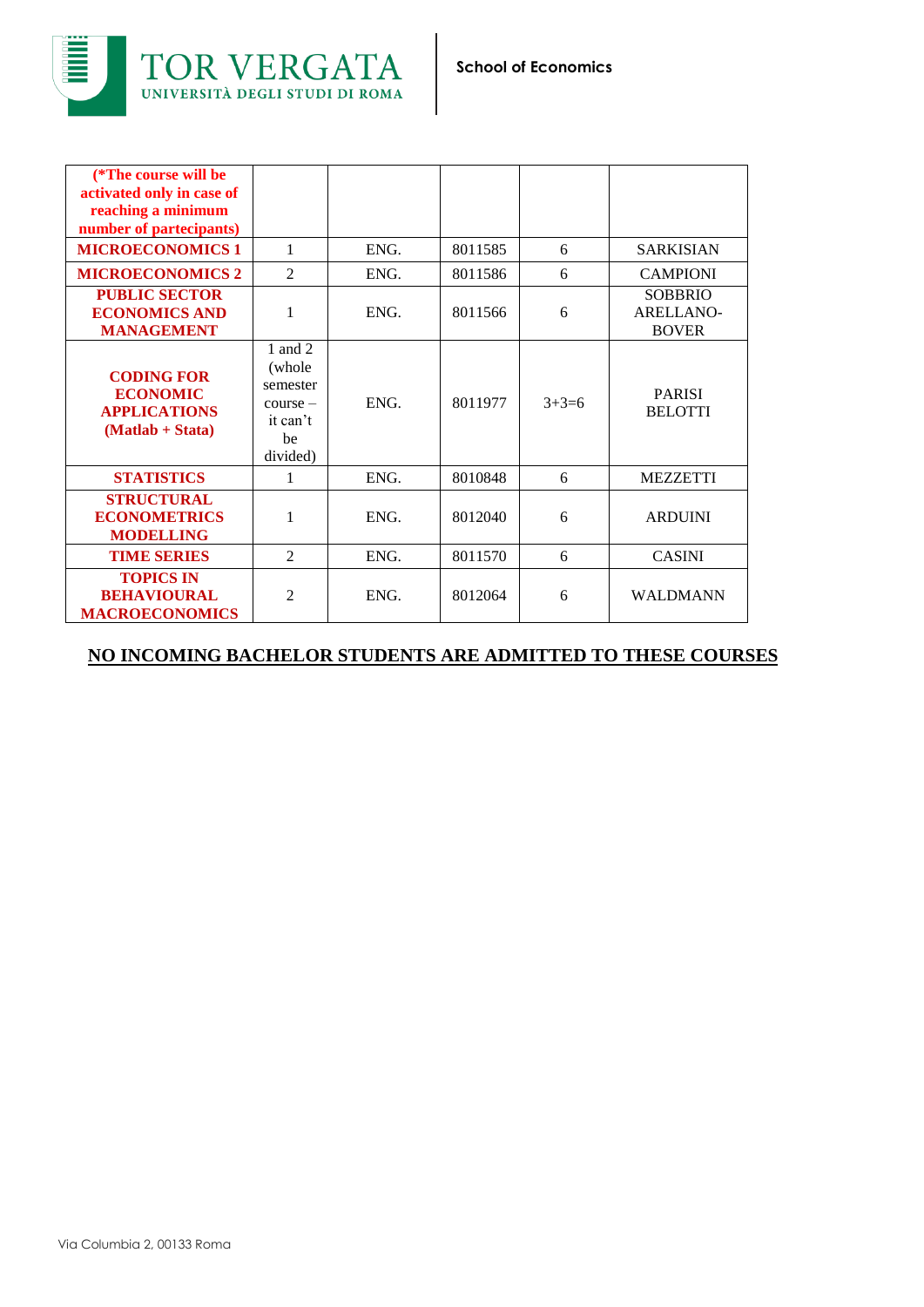| | | | | | |
|---|---|---|---|---|---|
| **(*The course will be activated only in case of reaching a minimum number of partecipants)** | | | | | |
| **MICROECONOMICS 1** | 1 | ENG. | 8011585 | 6 | SARKISIAN |
| **MICROECONOMICS 2** | 2 | ENG. | 8011586 | 6 | CAMPIONI |
| **PUBLIC SECTOR ECONOMICS AND MANAGEMENT** | 1 | ENG. | 8011566 | 6 | SOBBRIO ARELLANO-BOVER |
| **CODING FOR ECONOMIC APPLICATIONS (Matlab + Stata)** | 1 and 2 (whole semester course – it can't be divided) | ENG. | 8011977 | 3+3=6 | PARISI BELOTTI |
| **STATISTICS** | 1 | ENG. | 8010848 | 6 | MEZZETTI |
| **STRUCTURAL ECONOMETRICS MODELLING** | 1 | ENG. | 8012040 | 6 | ARDUINI |
| **TIME SERIES** | 2 | ENG. | 8011570 | 6 | CASINI |
| **TOPICS IN BEHAVIOURAL MACROECONOMICS** | 2 | ENG. | 8012064 | 6 | WALDMANN |

**NO INCOMING BACHELOR STUDENTS ARE ADMITTED TO THESE COURSES**